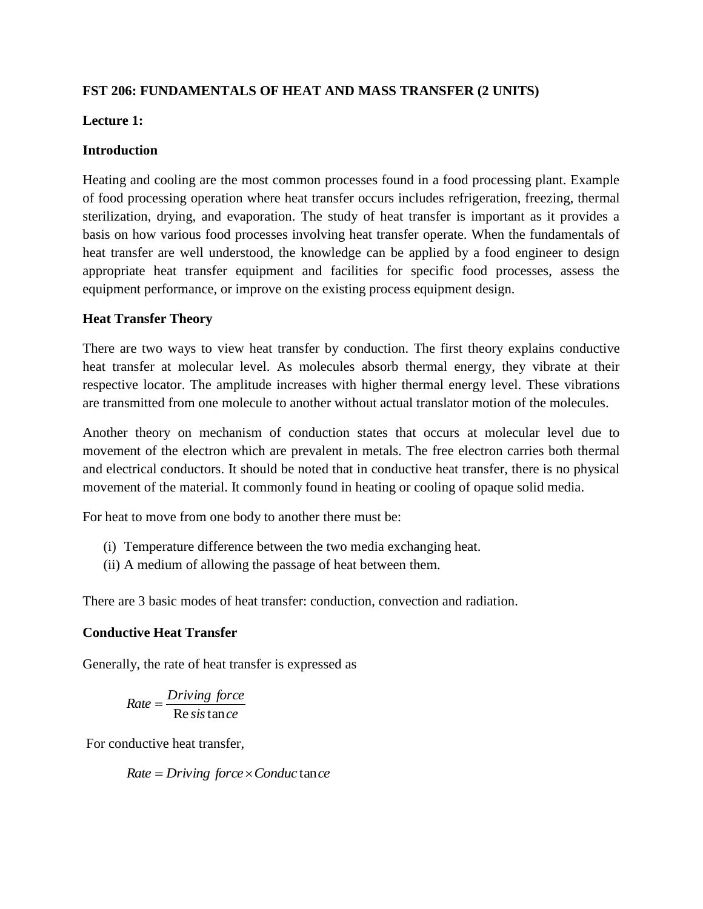**FST 206: FUNDAMENTALS OF HEAT AND MASS TRANSFER (2 UNITS)**

**Lecture 1:**

**Introduction**

Heating and cooling are the most common processes found in a food processing plant. Example of food processing operation where heat transfer occurs includes refrigeration, freezing, thermal sterilization, drying, and evaporation. The study of heat transfer is important as it provides a basis on how various food processes involving heat transfer operate. When the fundamentals of heat transfer are well understood, the knowledge can be applied by a food engineer to design appropriate heat transfer equipment and facilities for specific food processes, assess the equipment performance, or improve on the existing process equipment design.

**Heat Transfer Theory**

There are two ways to view heat transfer by conduction. The first theory explains conductive heat transfer at molecular level. As molecules absorb thermal energy, they vibrate at their respective locator. The amplitude increases with higher thermal energy level. These vibrations are transmitted from one molecule to another without actual translator motion of the molecules.

Another theory on mechanism of conduction states that occurs at molecular level due to movement of the electron which are prevalent in metals. The free electron carries both thermal and electrical conductors. It should be noted that in conductive heat transfer, there is no physical movement of the material. It commonly found in heating or cooling of opaque solid media.

For heat to move from one body to another there must be:

(i) Temperature difference between the two media exchanging heat.
(ii) A medium of allowing the passage of heat between them.

There are 3 basic modes of heat transfer: conduction, convection and radiation.

**Conductive Heat Transfer**

Generally, the rate of heat transfer is expressed as

$$Rate = \frac{Driving\ force}{Resistance}$$

For conductive heat transfer,

$$Rate = Driving\ force \times Conductance$$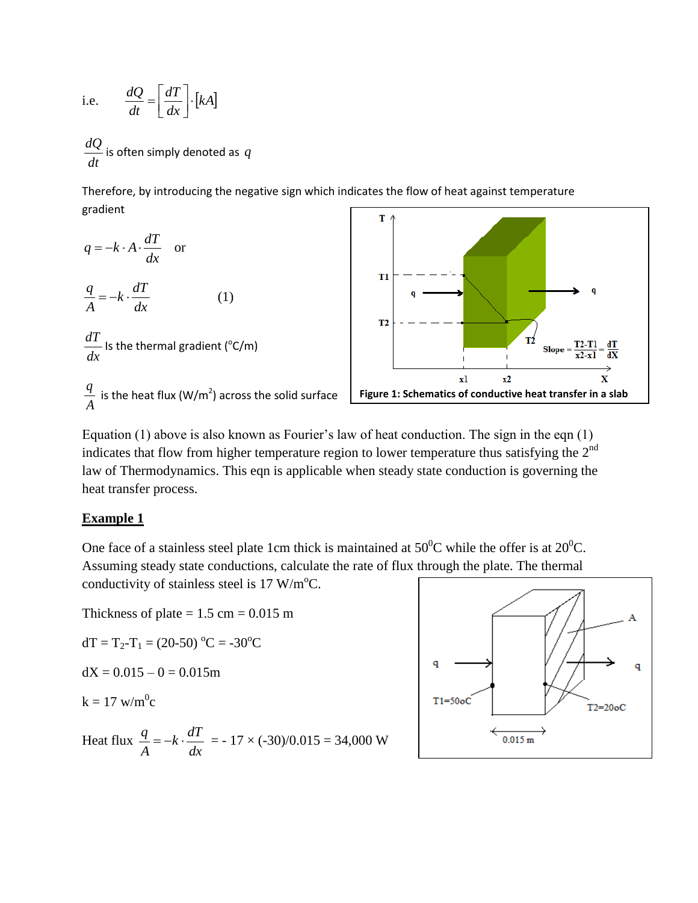i.e. $\frac{dQ}{dt} = \left[\frac{dT}{dx}\right] \cdot [kA]$

$\frac{dQ}{dt}$ is often simply denoted as $q$

Therefore, by introducing the negative sign which indicates the flow of heat against temperature gradient

$q = -k \cdot A \cdot \frac{dT}{dx}$ or

$$\frac{q}{A} = -k \cdot \frac{dT}{dx} \qquad (1)$$

$\frac{dT}{dx}$ Is the thermal gradient (°C/m)

$\frac{q}{A}$ is the heat flux (W/m$^2$) across the solid surface

**Figure 1: Schematics of conductive heat transfer in a slab**

Equation (1) above is also known as Fourier's law of heat conduction. The sign in the eqn (1) indicates that flow from higher temperature region to lower temperature thus satisfying the 2nd law of Thermodynamics. This eqn is applicable when steady state conduction is governing the heat transfer process.

## **Example 1**

One face of a stainless steel plate 1cm thick is maintained at 50$^0$C while the offer is at 20$^0$C. Assuming steady state conductions, calculate the rate of flux through the plate. The thermal conductivity of stainless steel is 17 W/m$^o$C.

Thickness of plate = 1.5 cm = 0.015 m

$dT = T_2 - T_1 = (20-50)\ ^oC = -30^oC$

dX = 0.015 – 0 = 0.015m

k = 17 w/m$^0$c

Heat flux $\frac{q}{A} = -k \cdot \frac{dT}{dx}$ = - 17 × (-30)/0.015 = 34,000 W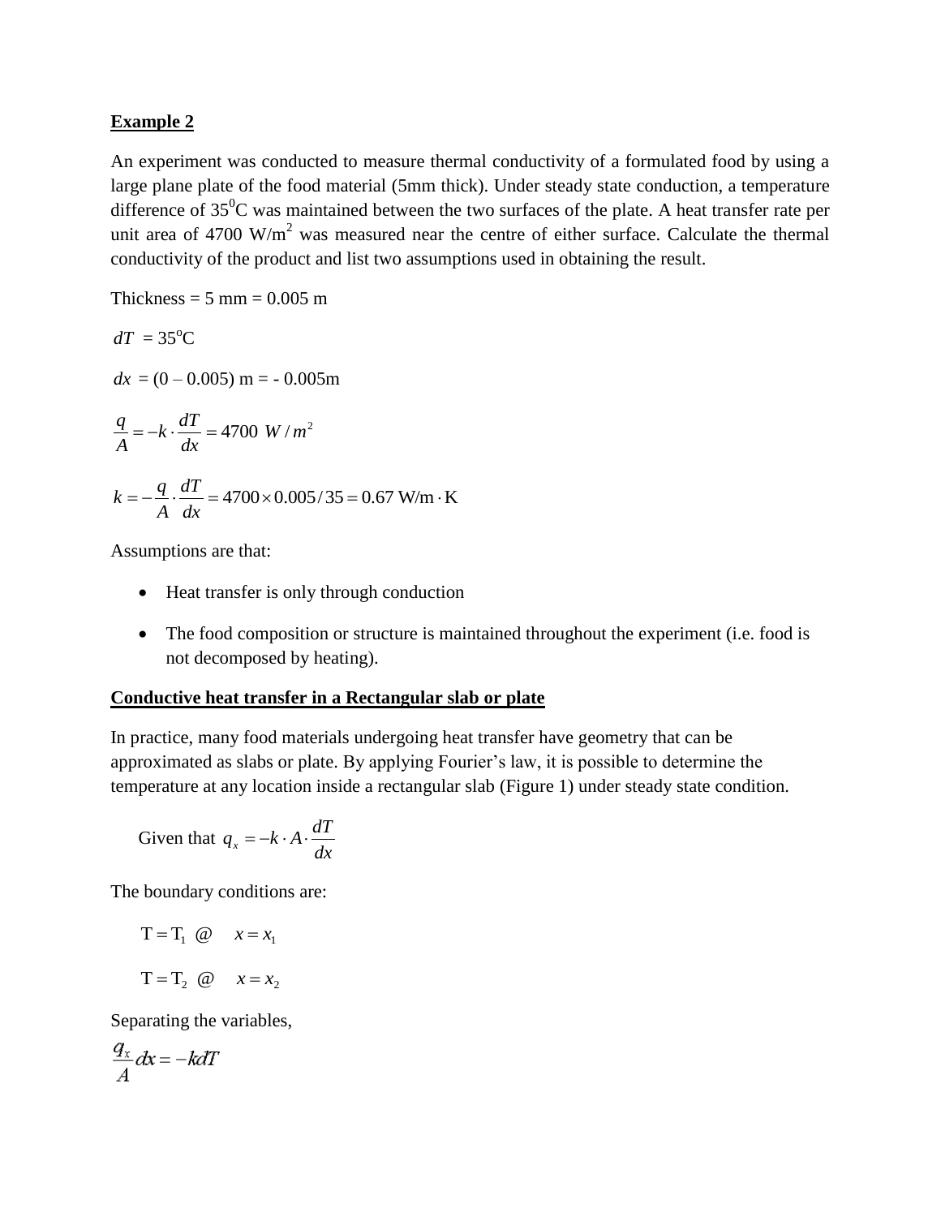**Example 2**

An experiment was conducted to measure thermal conductivity of a formulated food by using a large plane plate of the food material (5mm thick). Under steady state conduction, a temperature difference of $35^0$C was maintained between the two surfaces of the plate. A heat transfer rate per unit area of 4700 W/m$^2$ was measured near the centre of either surface. Calculate the thermal conductivity of the product and list two assumptions used in obtaining the result.

Thickness = 5 mm = 0.005 m

$dT = 35^{o}\text{C}$

$dx = (0 - 0.005)\text{ m} = -0.005\text{m}$

$$\frac{q}{A} = -k \cdot \frac{dT}{dx} = 4700\ W/m^2$$

$$k = -\frac{q}{A} \cdot \frac{dT}{dx} = 4700 \times 0.005/35 = 0.67\ \text{W/m} \cdot \text{K}$$

Assumptions are that:

- Heat transfer is only through conduction
- The food composition or structure is maintained throughout the experiment (i.e. food is not decomposed by heating).

**Conductive heat transfer in a Rectangular slab or plate**

In practice, many food materials undergoing heat transfer have geometry that can be approximated as slabs or plate. By applying Fourier's law, it is possible to determine the temperature at any location inside a rectangular slab (Figure 1) under steady state condition.

Given that $q_x = -k \cdot A \cdot \dfrac{dT}{dx}$

The boundary conditions are:

$$\text{T} = \text{T}_1 \ @ \quad x = x_1$$

$$\text{T} = \text{T}_2 \ @ \quad x = x_2$$

Separating the variables,

$$\frac{q_x}{A} dx = -k dT$$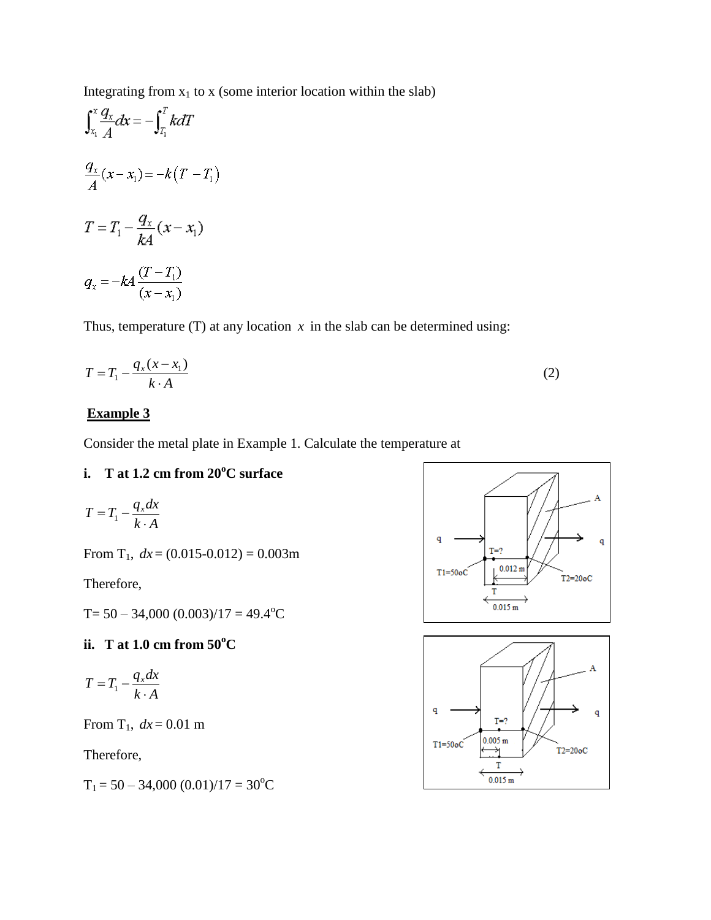Integrating from $x_1$ to x (some interior location within the slab)

$$\int_{x_1}^{x} \frac{q_x}{A} dx = -\int_{T_1}^{T} k dT$$

$$\frac{q_x}{A}(x - x_1) = -k(T - T_1)$$

$$T = T_1 - \frac{q_x}{kA}(x - x_1)$$

$$q_x = -kA\frac{(T - T_1)}{(x - x_1)}$$

Thus, temperature (T) at any location $x$ in the slab can be determined using:

$$T = T_1 - \frac{q_x(x - x_1)}{k \cdot A} \qquad (2)$$

**Example 3**

Consider the metal plate in Example 1. Calculate the temperature at

**i. T at 1.2 cm from 20°C surface**

$$T = T_1 - \frac{q_x dx}{k \cdot A}$$

From $T_1$, $dx$ = (0.015-0.012) = 0.003m

Therefore,

T= 50 – 34,000 (0.003)/17 = 49.4°C

**ii. T at 1.0 cm from 50°C**

$$T = T_1 - \frac{q_x dx}{k \cdot A}$$

From $T_1$, $dx$ = 0.01 m

Therefore,

$T_1$ = 50 – 34,000 (0.01)/17 = 30°C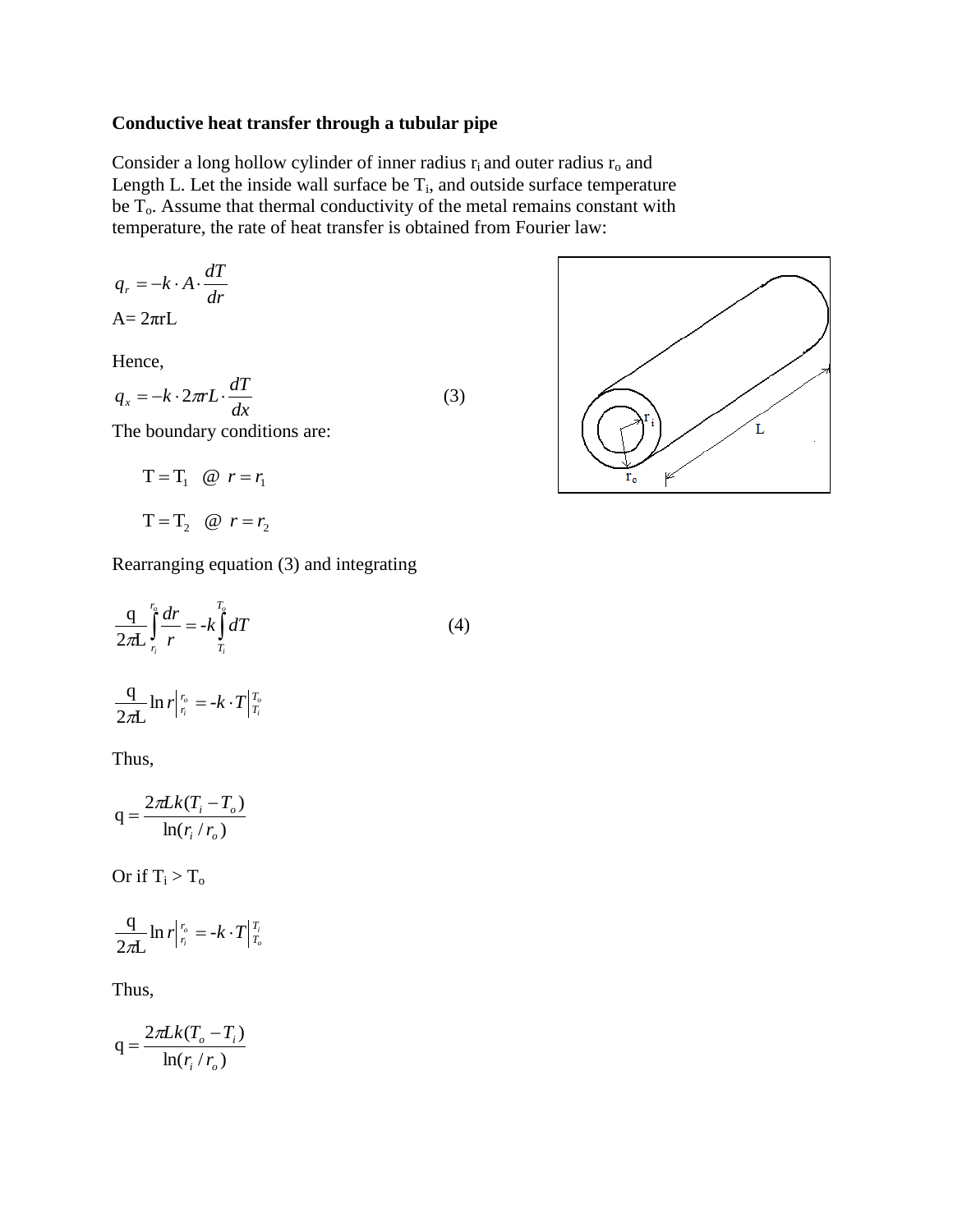**Conductive heat transfer through a tubular pipe**

Consider a long hollow cylinder of inner radius $r_i$ and outer radius $r_o$ and Length L. Let the inside wall surface be $T_i$, and outside surface temperature be $T_o$. Assume that thermal conductivity of the metal remains constant with temperature, the rate of heat transfer is obtained from Fourier law:

$$q_r = -k \cdot A \cdot \frac{dT}{dr}$$

A= 2πrL

Hence,

$$q_x = -k \cdot 2\pi r L \cdot \frac{dT}{dx} \qquad (3)$$

The boundary conditions are:

$$\mathrm{T} = \mathrm{T}_1 \quad @ \; r = r_1$$

$$\mathrm{T} = \mathrm{T}_2 \quad @ \; r = r_2$$

Rearranging equation (3) and integrating

$$\frac{\mathrm{q}}{2\pi \mathrm{L}} \int_{r_i}^{r_o} \frac{dr}{r} = -k \int_{T_i}^{T_o} dT \qquad (4)$$

$$\frac{\mathrm{q}}{2\pi \mathrm{L}} \ln r \Big|_{r_i}^{r_o} = -k \cdot T \Big|_{T_i}^{T_o}$$

Thus,

$$\mathrm{q} = \frac{2\pi L k (T_i - T_o)}{\ln(r_i / r_o)}$$

Or if $T_i > T_o$

$$\frac{\mathrm{q}}{2\pi \mathrm{L}} \ln r \Big|_{r_i}^{r_o} = -k \cdot T \Big|_{T_o}^{T_i}$$

Thus,

$$\mathrm{q} = \frac{2\pi L k (T_o - T_i)}{\ln(r_i / r_o)}$$